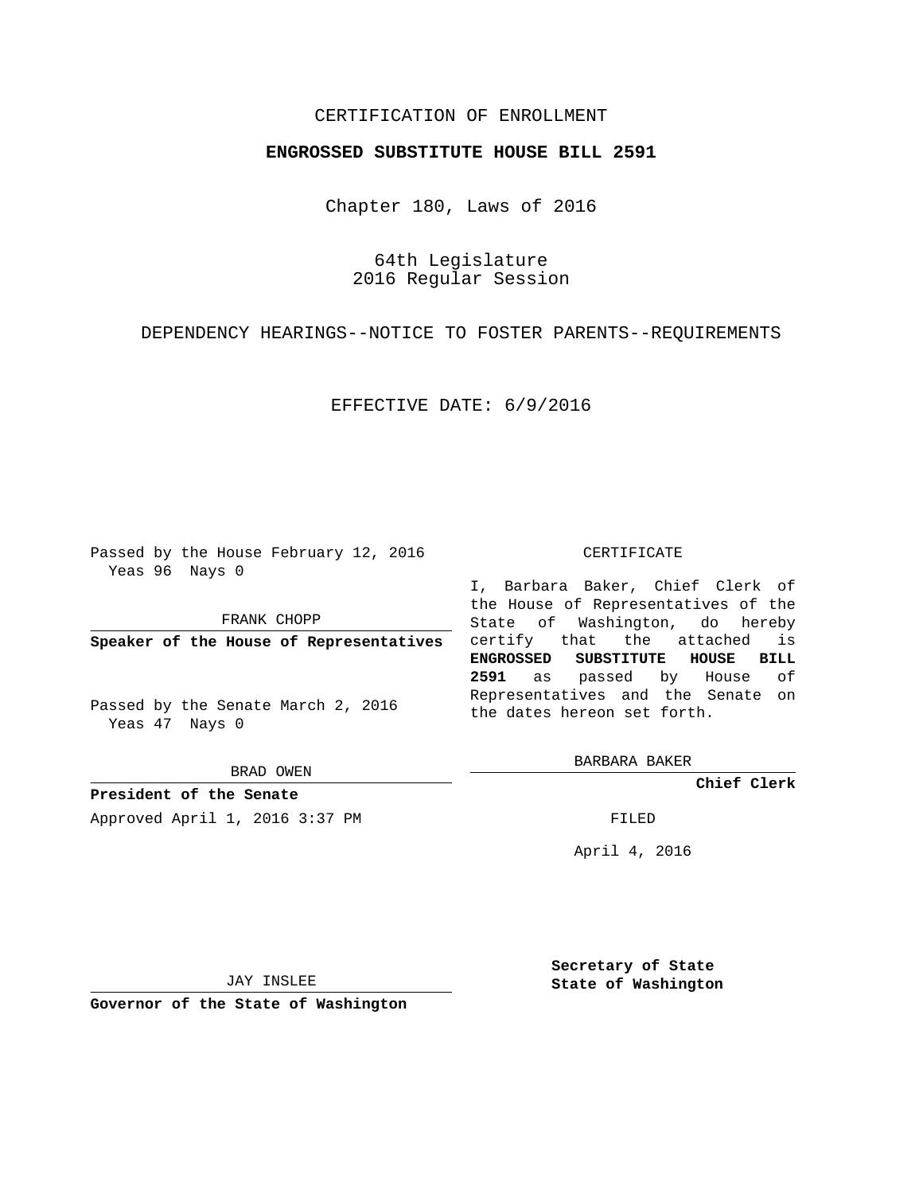CERTIFICATION OF ENROLLMENT

**ENGROSSED SUBSTITUTE HOUSE BILL 2591**

Chapter 180, Laws of 2016

64th Legislature
2016 Regular Session

DEPENDENCY HEARINGS--NOTICE TO FOSTER PARENTS--REQUIREMENTS

EFFECTIVE DATE: 6/9/2016

Passed by the House February 12, 2016
Yeas 96 Nays 0

FRANK CHOPP

**Speaker of the House of Representatives**

Passed by the Senate March 2, 2016
Yeas 47 Nays 0

BRAD OWEN

**President of the Senate**

Approved April 1, 2016 3:37 PM

JAY INSLEE

**Governor of the State of Washington**

CERTIFICATE

I, Barbara Baker, Chief Clerk of the House of Representatives of the State of Washington, do hereby certify that the attached is **ENGROSSED SUBSTITUTE HOUSE BILL 2591** as passed by House of Representatives and the Senate on the dates hereon set forth.

BARBARA BAKER

**Chief Clerk**

FILED

April 4, 2016

**Secretary of State**
**State of Washington**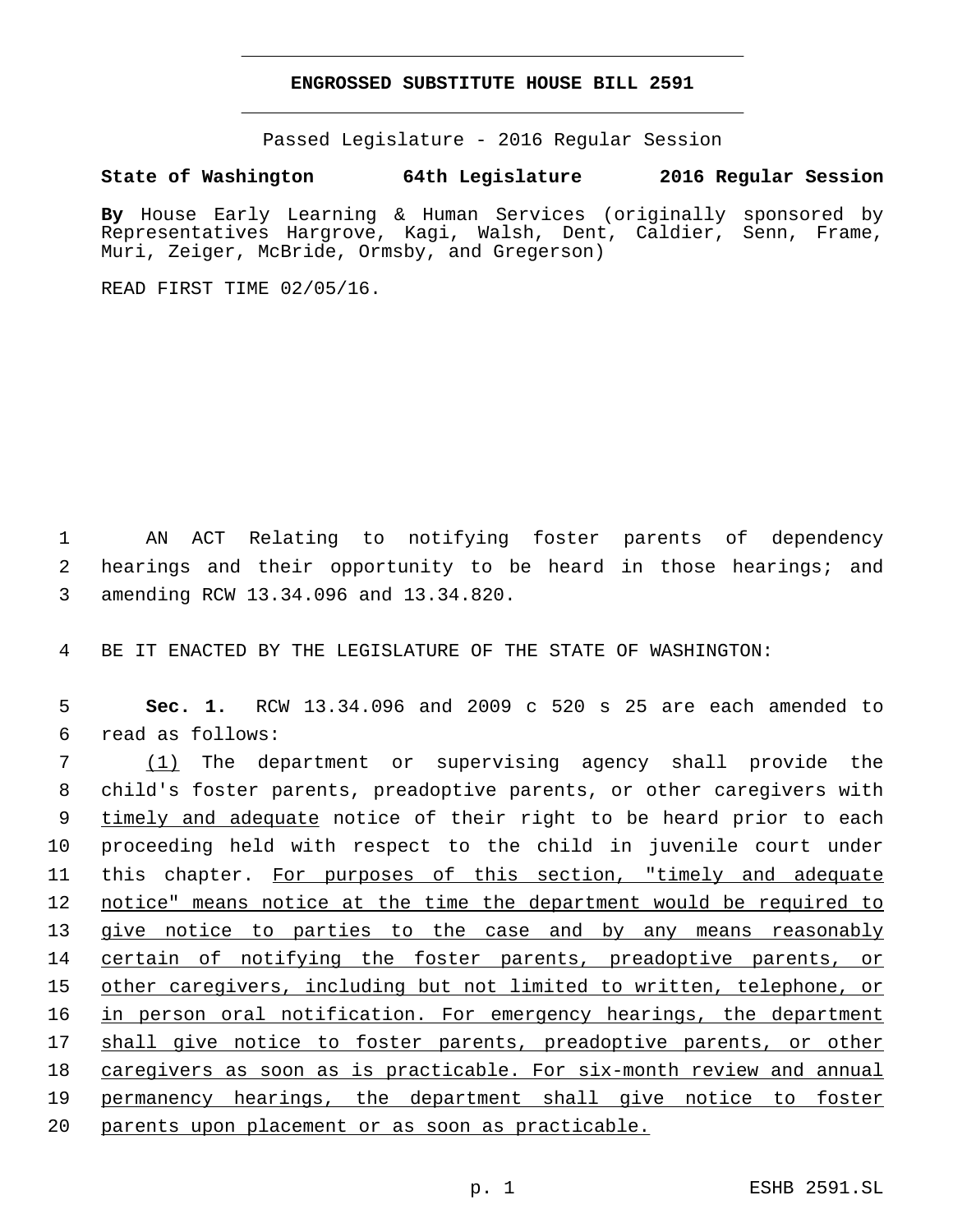# ENGROSSED SUBSTITUTE HOUSE BILL 2591

Passed Legislature - 2016 Regular Session

**State of Washington 64th Legislature 2016 Regular Session**

**By** House Early Learning & Human Services (originally sponsored by Representatives Hargrove, Kagi, Walsh, Dent, Caldier, Senn, Frame, Muri, Zeiger, McBride, Ormsby, and Gregerson)

READ FIRST TIME 02/05/16.

AN ACT Relating to notifying foster parents of dependency hearings and their opportunity to be heard in those hearings; and amending RCW 13.34.096 and 13.34.820.

BE IT ENACTED BY THE LEGISLATURE OF THE STATE OF WASHINGTON:

**Sec. 1.** RCW 13.34.096 and 2009 c 520 s 25 are each amended to read as follows:

(1) The department or supervising agency shall provide the child's foster parents, preadoptive parents, or other caregivers with timely and adequate notice of their right to be heard prior to each proceeding held with respect to the child in juvenile court under this chapter. For purposes of this section, "timely and adequate notice" means notice at the time the department would be required to give notice to parties to the case and by any means reasonably certain of notifying the foster parents, preadoptive parents, or other caregivers, including but not limited to written, telephone, or in person oral notification. For emergency hearings, the department shall give notice to foster parents, preadoptive parents, or other caregivers as soon as is practicable. For six-month review and annual permanency hearings, the department shall give notice to foster parents upon placement or as soon as practicable.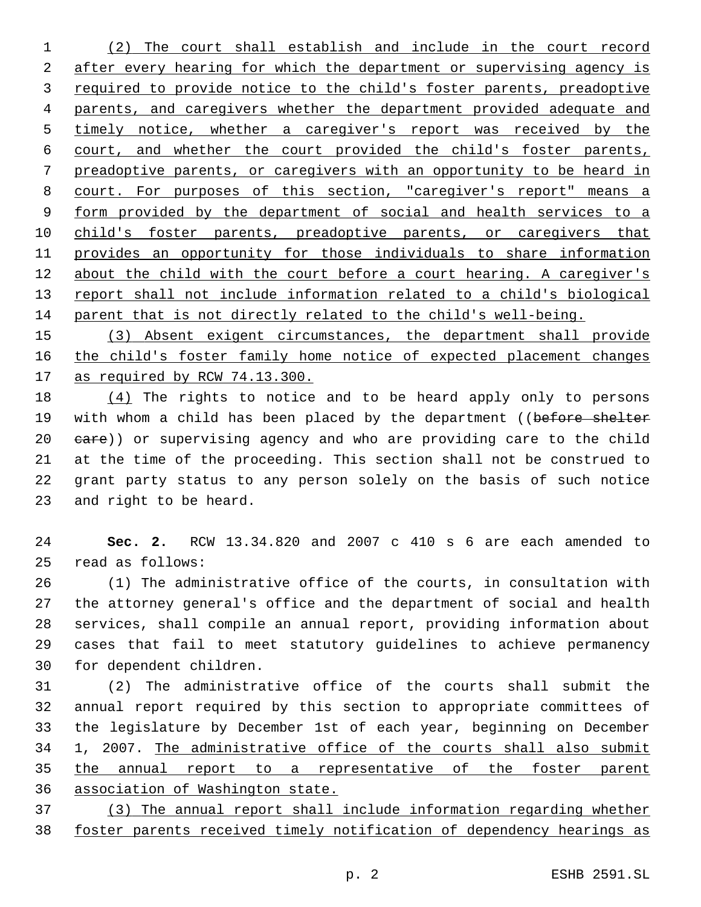(2) The court shall establish and include in the court record after every hearing for which the department or supervising agency is required to provide notice to the child's foster parents, preadoptive parents, and caregivers whether the department provided adequate and timely notice, whether a caregiver's report was received by the court, and whether the court provided the child's foster parents, preadoptive parents, or caregivers with an opportunity to be heard in court. For purposes of this section, "caregiver's report" means a form provided by the department of social and health services to a child's foster parents, preadoptive parents, or caregivers that provides an opportunity for those individuals to share information about the child with the court before a court hearing. A caregiver's report shall not include information related to a child's biological parent that is not directly related to the child's well-being.

(3) Absent exigent circumstances, the department shall provide the child's foster family home notice of expected placement changes as required by RCW 74.13.300.

(4) The rights to notice and to be heard apply only to persons with whom a child has been placed by the department ((~~before shelter care~~)) or supervising agency and who are providing care to the child at the time of the proceeding. This section shall not be construed to grant party status to any person solely on the basis of such notice and right to be heard.

**Sec. 2.** RCW 13.34.820 and 2007 c 410 s 6 are each amended to read as follows:

(1) The administrative office of the courts, in consultation with the attorney general's office and the department of social and health services, shall compile an annual report, providing information about cases that fail to meet statutory guidelines to achieve permanency for dependent children.

(2) The administrative office of the courts shall submit the annual report required by this section to appropriate committees of the legislature by December 1st of each year, beginning on December 1, 2007. The administrative office of the courts shall also submit the annual report to a representative of the foster parent association of Washington state.

(3) The annual report shall include information regarding whether foster parents received timely notification of dependency hearings as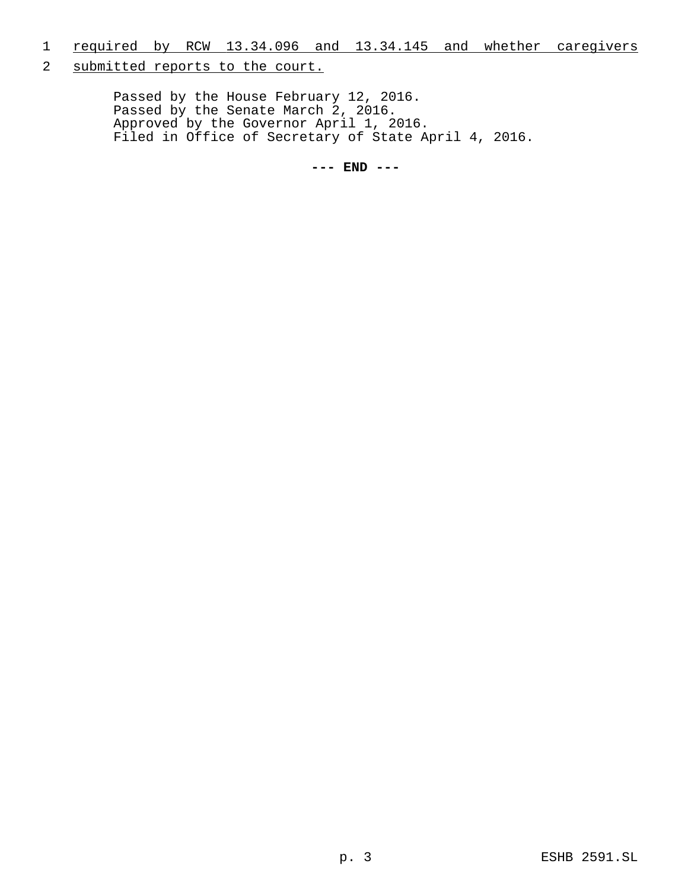required by RCW 13.34.096 and 13.34.145 and whether caregivers submitted reports to the court.

Passed by the House February 12, 2016.
Passed by the Senate March 2, 2016.
Approved by the Governor April 1, 2016.
Filed in Office of Secretary of State April 4, 2016.

**--- END ---**